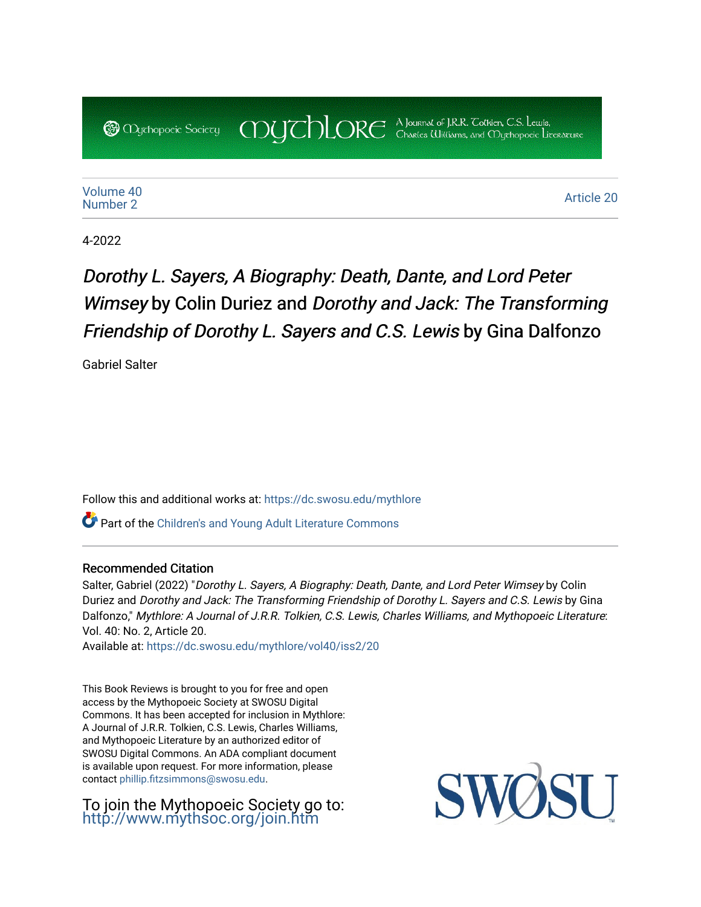Mythopoeic Society | Mythlore | A Journal of J.R.R. Tolkien, C.S. Lewis, Charles Williams, and Mythopoeic Literature

Volume 40
Number 2

Article 20

4-2022

# *Dorothy L. Sayers, A Biography: Death, Dante, and Lord Peter Wimsey* by Colin Duriez and *Dorothy and Jack: The Transforming Friendship of Dorothy L. Sayers and C.S. Lewis* by Gina Dalfonzo

Gabriel Salter

Follow this and additional works at: https://dc.swosu.edu/mythlore

Part of the Children's and Young Adult Literature Commons

### Recommended Citation

Salter, Gabriel (2022) "*Dorothy L. Sayers, A Biography: Death, Dante, and Lord Peter Wimsey* by Colin Duriez and *Dorothy and Jack: The Transforming Friendship of Dorothy L. Sayers and C.S. Lewis* by Gina Dalfonzo," *Mythlore: A Journal of J.R.R. Tolkien, C.S. Lewis, Charles Williams, and Mythopoeic Literature*: Vol. 40: No. 2, Article 20.
Available at: https://dc.swosu.edu/mythlore/vol40/iss2/20

This Book Reviews is brought to you for free and open access by the Mythopoeic Society at SWOSU Digital Commons. It has been accepted for inclusion in Mythlore: A Journal of J.R.R. Tolkien, C.S. Lewis, Charles Williams, and Mythopoeic Literature by an authorized editor of SWOSU Digital Commons. An ADA compliant document is available upon request. For more information, please contact phillip.fitzsimmons@swosu.edu.

To join the Mythopoeic Society go to: http://www.mythsoc.org/join.htm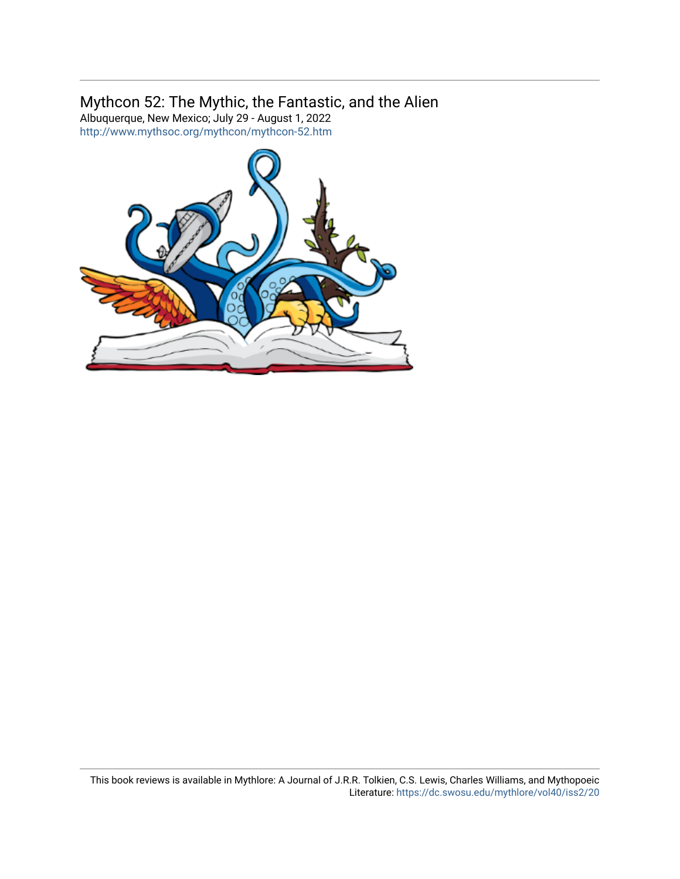## Mythcon 52: The Mythic, the Fantastic, and the Alien

Albuquerque, New Mexico; July 29 - August 1, 2022

http://www.mythsoc.org/mythcon/mythcon-52.htm

This book reviews is available in Mythlore: A Journal of J.R.R. Tolkien, C.S. Lewis, Charles Williams, and Mythopoeic Literature: https://dc.swosu.edu/mythlore/vol40/iss2/20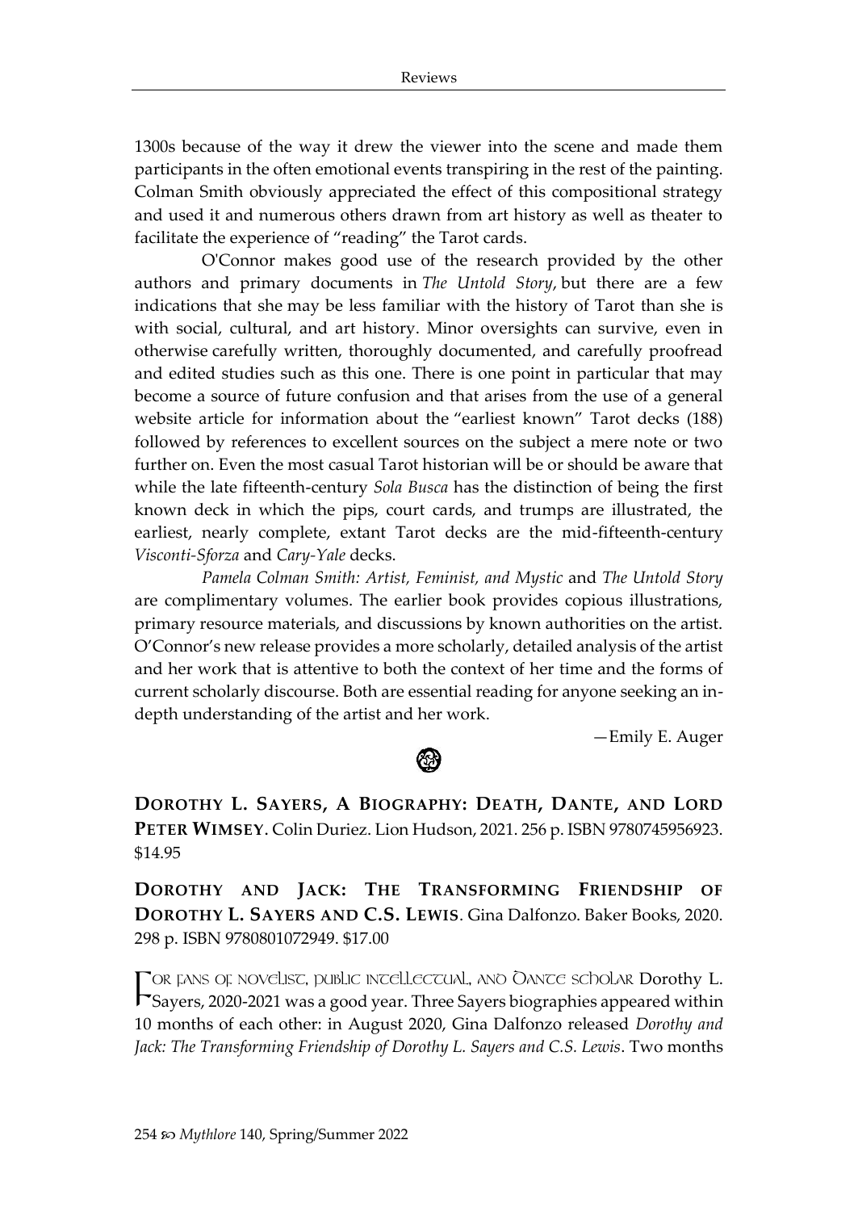1300s because of the way it drew the viewer into the scene and made them participants in the often emotional events transpiring in the rest of the painting. Colman Smith obviously appreciated the effect of this compositional strategy and used it and numerous others drawn from art history as well as theater to facilitate the experience of "reading" the Tarot cards.

O'Connor makes good use of the research provided by the other authors and primary documents in *The Untold Story*, but there are a few indications that she may be less familiar with the history of Tarot than she is with social, cultural, and art history. Minor oversights can survive, even in otherwise carefully written, thoroughly documented, and carefully proofread and edited studies such as this one. There is one point in particular that may become a source of future confusion and that arises from the use of a general website article for information about the "earliest known" Tarot decks (188) followed by references to excellent sources on the subject a mere note or two further on. Even the most casual Tarot historian will be or should be aware that while the late fifteenth-century *Sola Busca* has the distinction of being the first known deck in which the pips, court cards, and trumps are illustrated, the earliest, nearly complete, extant Tarot decks are the mid-fifteenth-century *Visconti-Sforza* and *Cary-Yale* decks.

*Pamela Colman Smith: Artist, Feminist, and Mystic* and *The Untold Story* are complimentary volumes. The earlier book provides copious illustrations, primary resource materials, and discussions by known authorities on the artist. O'Connor's new release provides a more scholarly, detailed analysis of the artist and her work that is attentive to both the context of her time and the forms of current scholarly discourse. Both are essential reading for anyone seeking an in-depth understanding of the artist and her work.

—Emily E. Auger

**DOROTHY L. SAYERS, A BIOGRAPHY: DEATH, DANTE, AND LORD PETER WIMSEY**. Colin Duriez. Lion Hudson, 2021. 256 p. ISBN 9780745956923. $14.95

**DOROTHY AND JACK: THE TRANSFORMING FRIENDSHIP OF DOROTHY L. SAYERS AND C.S. LEWIS**. Gina Dalfonzo. Baker Books, 2020. 298 p. ISBN 9780801072949. $17.00

FOR FANS OF NOVELIST, PUBLIC INTELLECTUAL, AND DANTE SCHOLAR Dorothy L. Sayers, 2020-2021 was a good year. Three Sayers biographies appeared within 10 months of each other: in August 2020, Gina Dalfonzo released *Dorothy and Jack: The Transforming Friendship of Dorothy L. Sayers and C.S. Lewis*. Two months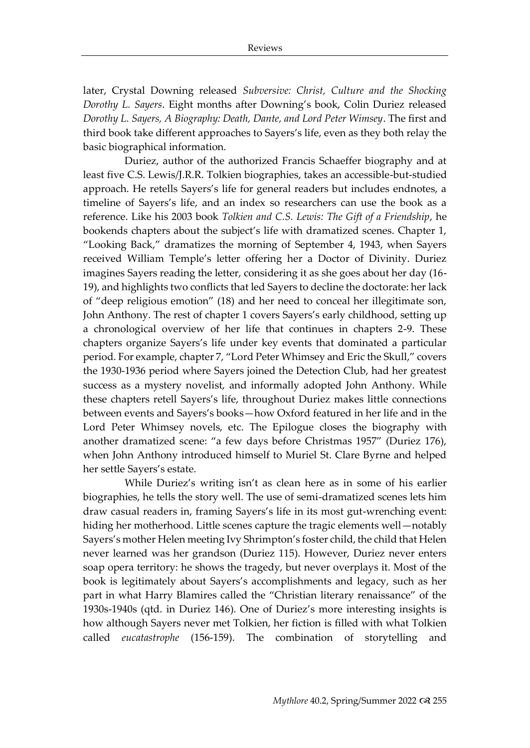later, Crystal Downing released *Subversive: Christ, Culture and the Shocking Dorothy L. Sayers*. Eight months after Downing's book, Colin Duriez released *Dorothy L. Sayers, A Biography: Death, Dante, and Lord Peter Wimsey*. The first and third book take different approaches to Sayers's life, even as they both relay the basic biographical information.

Duriez, author of the authorized Francis Schaeffer biography and at least five C.S. Lewis/J.R.R. Tolkien biographies, takes an accessible-but-studied approach. He retells Sayers's life for general readers but includes endnotes, a timeline of Sayers's life, and an index so researchers can use the book as a reference. Like his 2003 book *Tolkien and C.S. Lewis: The Gift of a Friendship*, he bookends chapters about the subject's life with dramatized scenes. Chapter 1, "Looking Back," dramatizes the morning of September 4, 1943, when Sayers received William Temple's letter offering her a Doctor of Divinity. Duriez imagines Sayers reading the letter, considering it as she goes about her day (16-19), and highlights two conflicts that led Sayers to decline the doctorate: her lack of "deep religious emotion" (18) and her need to conceal her illegitimate son, John Anthony. The rest of chapter 1 covers Sayers's early childhood, setting up a chronological overview of her life that continues in chapters 2-9. These chapters organize Sayers's life under key events that dominated a particular period. For example, chapter 7, "Lord Peter Whimsey and Eric the Skull," covers the 1930-1936 period where Sayers joined the Detection Club, had her greatest success as a mystery novelist, and informally adopted John Anthony. While these chapters retell Sayers's life, throughout Duriez makes little connections between events and Sayers's books—how Oxford featured in her life and in the Lord Peter Whimsey novels, etc. The Epilogue closes the biography with another dramatized scene: "a few days before Christmas 1957" (Duriez 176), when John Anthony introduced himself to Muriel St. Clare Byrne and helped her settle Sayers's estate.

While Duriez's writing isn't as clean here as in some of his earlier biographies, he tells the story well. The use of semi-dramatized scenes lets him draw casual readers in, framing Sayers's life in its most gut-wrenching event: hiding her motherhood. Little scenes capture the tragic elements well—notably Sayers's mother Helen meeting Ivy Shrimpton's foster child, the child that Helen never learned was her grandson (Duriez 115). However, Duriez never enters soap opera territory: he shows the tragedy, but never overplays it. Most of the book is legitimately about Sayers's accomplishments and legacy, such as her part in what Harry Blamires called the "Christian literary renaissance" of the 1930s-1940s (qtd. in Duriez 146). One of Duriez's more interesting insights is how although Sayers never met Tolkien, her fiction is filled with what Tolkien called *eucatastrophe* (156-159). The combination of storytelling and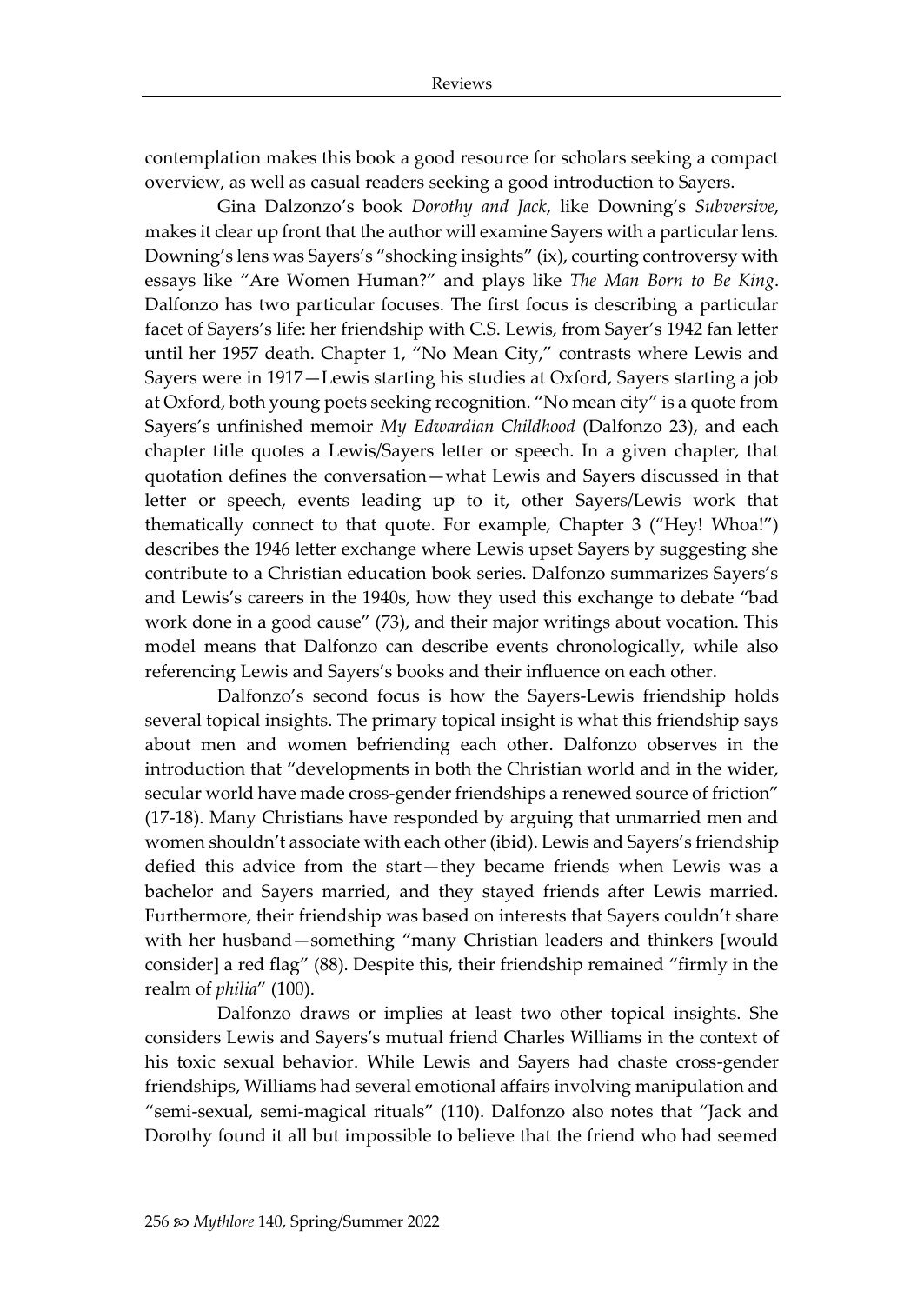contemplation makes this book a good resource for scholars seeking a compact overview, as well as casual readers seeking a good introduction to Sayers.

Gina Dalzonzo's book *Dorothy and Jack*, like Downing's *Subversive*, makes it clear up front that the author will examine Sayers with a particular lens. Downing's lens was Sayers's "shocking insights" (ix), courting controversy with essays like "Are Women Human?" and plays like *The Man Born to Be King*. Dalfonzo has two particular focuses. The first focus is describing a particular facet of Sayers's life: her friendship with C.S. Lewis, from Sayer's 1942 fan letter until her 1957 death. Chapter 1, "No Mean City," contrasts where Lewis and Sayers were in 1917—Lewis starting his studies at Oxford, Sayers starting a job at Oxford, both young poets seeking recognition. "No mean city" is a quote from Sayers's unfinished memoir *My Edwardian Childhood* (Dalfonzo 23), and each chapter title quotes a Lewis/Sayers letter or speech. In a given chapter, that quotation defines the conversation—what Lewis and Sayers discussed in that letter or speech, events leading up to it, other Sayers/Lewis work that thematically connect to that quote. For example, Chapter 3 ("Hey! Whoa!") describes the 1946 letter exchange where Lewis upset Sayers by suggesting she contribute to a Christian education book series. Dalfonzo summarizes Sayers's and Lewis's careers in the 1940s, how they used this exchange to debate "bad work done in a good cause" (73), and their major writings about vocation. This model means that Dalfonzo can describe events chronologically, while also referencing Lewis and Sayers's books and their influence on each other.

Dalfonzo's second focus is how the Sayers-Lewis friendship holds several topical insights. The primary topical insight is what this friendship says about men and women befriending each other. Dalfonzo observes in the introduction that "developments in both the Christian world and in the wider, secular world have made cross-gender friendships a renewed source of friction" (17-18). Many Christians have responded by arguing that unmarried men and women shouldn't associate with each other (ibid). Lewis and Sayers's friendship defied this advice from the start—they became friends when Lewis was a bachelor and Sayers married, and they stayed friends after Lewis married. Furthermore, their friendship was based on interests that Sayers couldn't share with her husband—something "many Christian leaders and thinkers [would consider] a red flag" (88). Despite this, their friendship remained "firmly in the realm of *philia*" (100).

Dalfonzo draws or implies at least two other topical insights. She considers Lewis and Sayers's mutual friend Charles Williams in the context of his toxic sexual behavior. While Lewis and Sayers had chaste cross-gender friendships, Williams had several emotional affairs involving manipulation and "semi-sexual, semi-magical rituals" (110). Dalfonzo also notes that "Jack and Dorothy found it all but impossible to believe that the friend who had seemed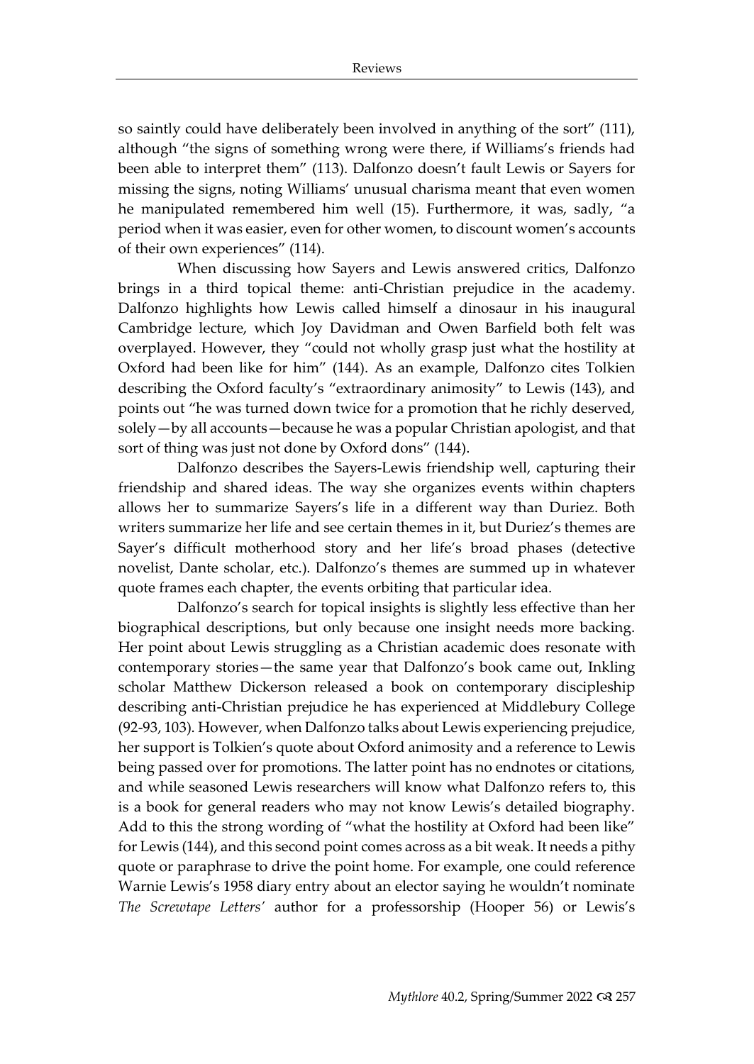so saintly could have deliberately been involved in anything of the sort" (111), although "the signs of something wrong were there, if Williams's friends had been able to interpret them" (113). Dalfonzo doesn't fault Lewis or Sayers for missing the signs, noting Williams' unusual charisma meant that even women he manipulated remembered him well (15). Furthermore, it was, sadly, "a period when it was easier, even for other women, to discount women's accounts of their own experiences" (114).

When discussing how Sayers and Lewis answered critics, Dalfonzo brings in a third topical theme: anti-Christian prejudice in the academy. Dalfonzo highlights how Lewis called himself a dinosaur in his inaugural Cambridge lecture, which Joy Davidman and Owen Barfield both felt was overplayed. However, they "could not wholly grasp just what the hostility at Oxford had been like for him" (144). As an example, Dalfonzo cites Tolkien describing the Oxford faculty's "extraordinary animosity" to Lewis (143), and points out "he was turned down twice for a promotion that he richly deserved, solely—by all accounts—because he was a popular Christian apologist, and that sort of thing was just not done by Oxford dons" (144).

Dalfonzo describes the Sayers-Lewis friendship well, capturing their friendship and shared ideas. The way she organizes events within chapters allows her to summarize Sayers's life in a different way than Duriez. Both writers summarize her life and see certain themes in it, but Duriez's themes are Sayer's difficult motherhood story and her life's broad phases (detective novelist, Dante scholar, etc.). Dalfonzo's themes are summed up in whatever quote frames each chapter, the events orbiting that particular idea.

Dalfonzo's search for topical insights is slightly less effective than her biographical descriptions, but only because one insight needs more backing. Her point about Lewis struggling as a Christian academic does resonate with contemporary stories—the same year that Dalfonzo's book came out, Inkling scholar Matthew Dickerson released a book on contemporary discipleship describing anti-Christian prejudice he has experienced at Middlebury College (92-93, 103). However, when Dalfonzo talks about Lewis experiencing prejudice, her support is Tolkien's quote about Oxford animosity and a reference to Lewis being passed over for promotions. The latter point has no endnotes or citations, and while seasoned Lewis researchers will know what Dalfonzo refers to, this is a book for general readers who may not know Lewis's detailed biography. Add to this the strong wording of "what the hostility at Oxford had been like" for Lewis (144), and this second point comes across as a bit weak. It needs a pithy quote or paraphrase to drive the point home. For example, one could reference Warnie Lewis's 1958 diary entry about an elector saying he wouldn't nominate *The Screwtape Letters'* author for a professorship (Hooper 56) or Lewis's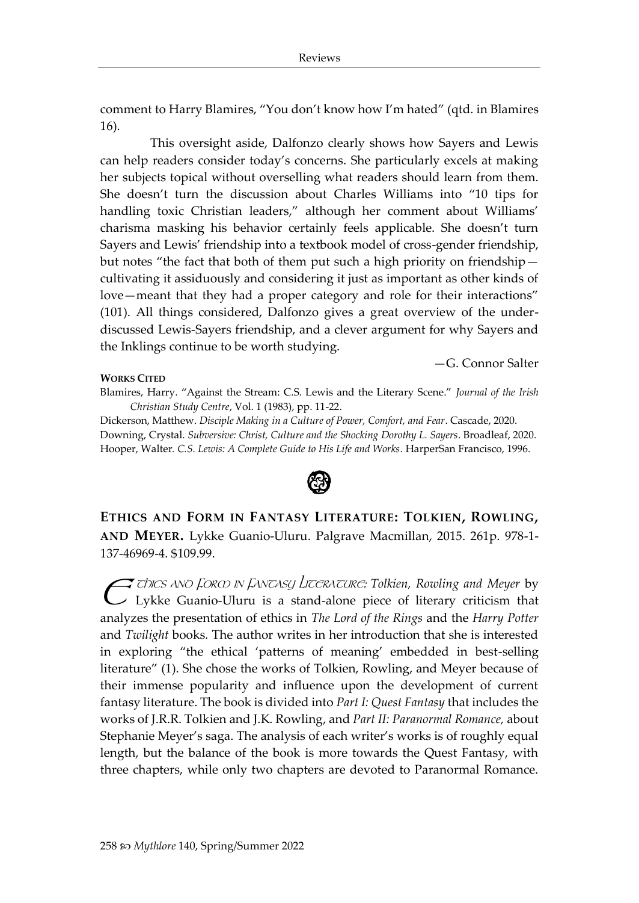comment to Harry Blamires, "You don't know how I'm hated" (qtd. in Blamires 16).

This oversight aside, Dalfonzo clearly shows how Sayers and Lewis can help readers consider today's concerns. She particularly excels at making her subjects topical without overselling what readers should learn from them. She doesn't turn the discussion about Charles Williams into "10 tips for handling toxic Christian leaders," although her comment about Williams' charisma masking his behavior certainly feels applicable. She doesn't turn Sayers and Lewis' friendship into a textbook model of cross-gender friendship, but notes "the fact that both of them put such a high priority on friendship—cultivating it assiduously and considering it just as important as other kinds of love—meant that they had a proper category and role for their interactions" (101). All things considered, Dalfonzo gives a great overview of the under-discussed Lewis-Sayers friendship, and a clever argument for why Sayers and the Inklings continue to be worth studying.

—G. Connor Salter

**WORKS CITED**

Blamires, Harry. "Against the Stream: C.S. Lewis and the Literary Scene." *Journal of the Irish Christian Study Centre*, Vol. 1 (1983), pp. 11-22.

Dickerson, Matthew. *Disciple Making in a Culture of Power, Comfort, and Fear*. Cascade, 2020.

Downing, Crystal. *Subversive: Christ, Culture and the Shocking Dorothy L. Sayers*. Broadleaf, 2020.

Hooper, Walter. *C.S. Lewis: A Complete Guide to His Life and Works*. HarperSan Francisco, 1996.

**ETHICS AND FORM IN FANTASY LITERATURE: TOLKIEN, ROWLING, AND MEYER.** Lykke Guanio-Uluru. Palgrave Macmillan, 2015. 261p. 978-1-137-46969-4. $109.99.

*Ethics and Form in Fantasy Literature: Tolkien, Rowling and Meyer* by Lykke Guanio-Uluru is a stand-alone piece of literary criticism that analyzes the presentation of ethics in *The Lord of the Rings* and the *Harry Potter* and *Twilight* books. The author writes in her introduction that she is interested in exploring "the ethical 'patterns of meaning' embedded in best-selling literature" (1). She chose the works of Tolkien, Rowling, and Meyer because of their immense popularity and influence upon the development of current fantasy literature. The book is divided into *Part I: Quest Fantasy* that includes the works of J.R.R. Tolkien and J.K. Rowling, and *Part II: Paranormal Romance,* about Stephanie Meyer's saga. The analysis of each writer's works is of roughly equal length, but the balance of the book is more towards the Quest Fantasy, with three chapters, while only two chapters are devoted to Paranormal Romance.